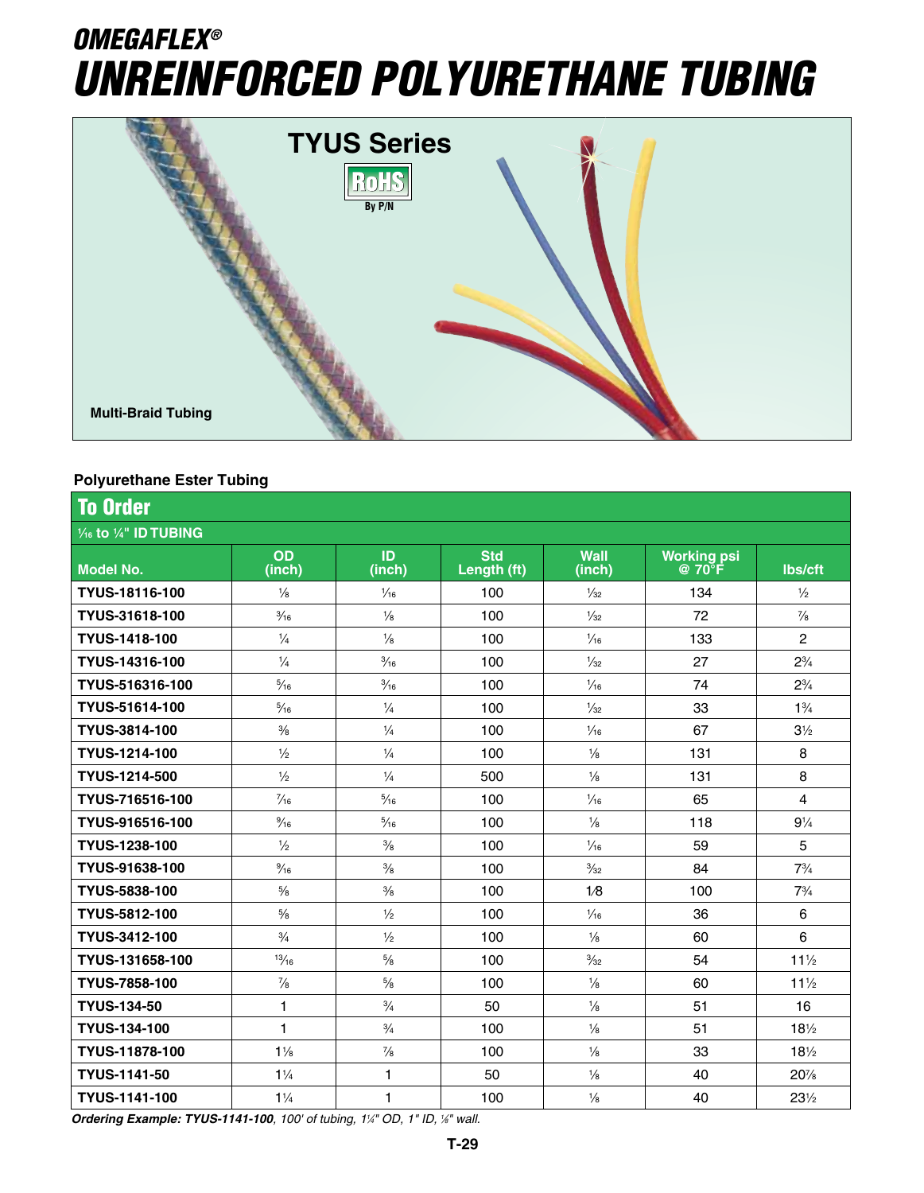# OMEGAFLEX®

# UNREINFORCED POLYURETHANE TUBING

**TYUS Series**

RoHS By P/N

**Multi-Braid Tubing**

**Polyurethane Ester Tubing**

## To Order

| ¹⁄₁₆ to ¼" ID TUBING | | | | | | |
|---|---|---|---|---|---|---|
| **Model No.** | **OD (inch)** | **ID (inch)** | **Std Length (ft)** | **Wall (inch)** | **Working psi @ 70°F** | **lbs/cft** |
| **TYUS-18116-100** | ⅛ | ¹⁄₁₆ | 100 | ¹⁄₃₂ | 134 | ½ |
| **TYUS-31618-100** | ³⁄₁₆ | ⅛ | 100 | ¹⁄₃₂ | 72 | ⅞ |
| **TYUS-1418-100** | ¼ | ⅛ | 100 | ¹⁄₁₆ | 133 | 2 |
| **TYUS-14316-100** | ¼ | ³⁄₁₆ | 100 | ¹⁄₃₂ | 27 | 2¾ |
| **TYUS-516316-100** | ⁵⁄₁₆ | ³⁄₁₆ | 100 | ¹⁄₁₆ | 74 | 2¾ |
| **TYUS-51614-100** | ⁵⁄₁₆ | ¼ | 100 | ¹⁄₃₂ | 33 | 1¾ |
| **TYUS-3814-100** | ⅜ | ¼ | 100 | ¹⁄₁₆ | 67 | 3½ |
| **TYUS-1214-100** | ½ | ¼ | 100 | ⅛ | 131 | 8 |
| **TYUS-1214-500** | ½ | ¼ | 500 | ⅛ | 131 | 8 |
| **TYUS-716516-100** | ⁷⁄₁₆ | ⁵⁄₁₆ | 100 | ¹⁄₁₆ | 65 | 4 |
| **TYUS-916516-100** | ⁹⁄₁₆ | ⁵⁄₁₆ | 100 | ⅛ | 118 | 9¼ |
| **TYUS-1238-100** | ½ | ⅜ | 100 | ¹⁄₁₆ | 59 | 5 |
| **TYUS-91638-100** | ⁹⁄₁₆ | ⅜ | 100 | ³⁄₃₂ | 84 | 7¾ |
| **TYUS-5838-100** | ⅝ | ⅜ | 100 | 1⁄8 | 100 | 7¾ |
| **TYUS-5812-100** | ⅝ | ½ | 100 | ¹⁄₁₆ | 36 | 6 |
| **TYUS-3412-100** | ¾ | ½ | 100 | ⅛ | 60 | 6 |
| **TYUS-131658-100** | ¹³⁄₁₆ | ⅝ | 100 | ³⁄₃₂ | 54 | 11½ |
| **TYUS-7858-100** | ⅞ | ⅝ | 100 | ⅛ | 60 | 11½ |
| **TYUS-134-50** | 1 | ¾ | 50 | ⅛ | 51 | 16 |
| **TYUS-134-100** | 1 | ¾ | 100 | ⅛ | 51 | 18½ |
| **TYUS-11878-100** | 1⅛ | ⅞ | 100 | ⅛ | 33 | 18½ |
| **TYUS-1141-50** | 1¼ | 1 | 50 | ⅛ | 40 | 20⅞ |
| **TYUS-1141-100** | 1¼ | 1 | 100 | ⅛ | 40 | 23½ |

***Ordering Example: TYUS-1141-100**, 100' of tubing, 1¼" OD, 1" ID, ⅛" wall.*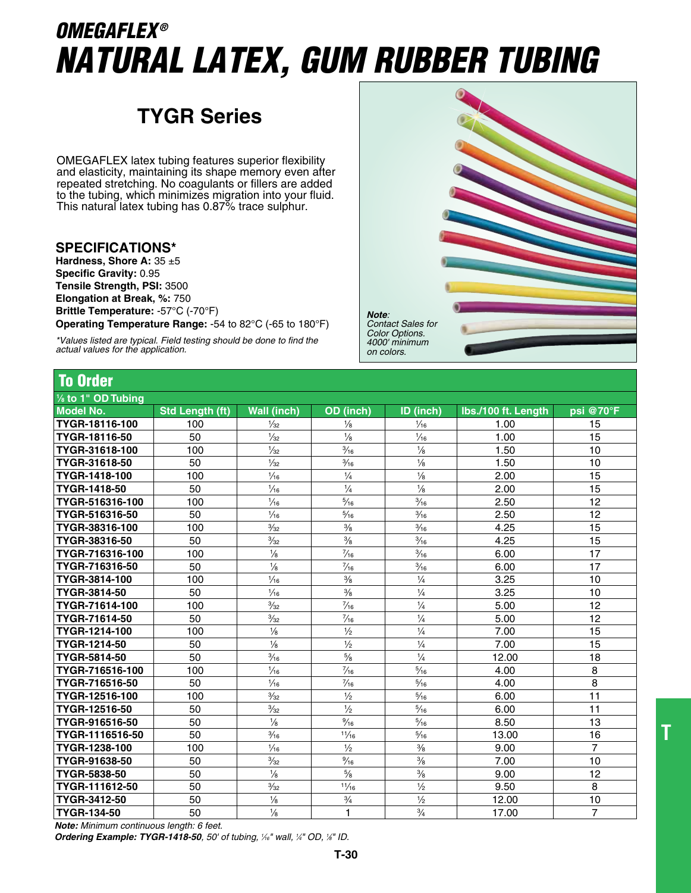# OMEGAFLEX®

# NATURAL LATEX, GUM RUBBER TUBING

## TYGR Series

OMEGAFLEX latex tubing features superior flexibility and elasticity, maintaining its shape memory even after repeated stretching. No coagulants or fillers are added to the tubing, which minimizes migration into your fluid. This natural latex tubing has 0.87% trace sulphur.

### SPECIFICATIONS*

**Hardness, Shore A:** 35 ±5
**Specific Gravity:** 0.95
**Tensile Strength, PSI:** 3500
**Elongation at Break, %:** 750
**Brittle Temperature:** -57°C (-70°F)
**Operating Temperature Range:** -54 to 82°C (-65 to 180°F)

*\*Values listed are typical. Field testing should be done to find the actual values for the application.*

***Note**: Contact Sales for Color Options. 4000' minimum on colors.*

## To Order

**⅛ to 1" OD Tubing**

| Model No. | Std Length (ft) | Wall (inch) | OD (inch) | ID (inch) | lbs./100 ft. Length | psi @70°F |
|---|---|---|---|---|---|---|
| TYGR-18116-100 | 100 | 1⁄32 | ⅛ | 1⁄16 | 1.00 | 15 |
| TYGR-18116-50 | 50 | 1⁄32 | ⅛ | 1⁄16 | 1.00 | 15 |
| TYGR-31618-100 | 100 | 1⁄32 | 3⁄16 | ⅛ | 1.50 | 10 |
| TYGR-31618-50 | 50 | 1⁄32 | 3⁄16 | ⅛ | 1.50 | 10 |
| TYGR-1418-100 | 100 | 1⁄16 | ¼ | ⅛ | 2.00 | 15 |
| TYGR-1418-50 | 50 | 1⁄16 | ¼ | ⅛ | 2.00 | 15 |
| TYGR-516316-100 | 100 | 1⁄16 | 5⁄16 | 3⁄16 | 2.50 | 12 |
| TYGR-516316-50 | 50 | 1⁄16 | 5⁄16 | 3⁄16 | 2.50 | 12 |
| TYGR-38316-100 | 100 | 3⁄32 | ⅜ | 3⁄16 | 4.25 | 15 |
| TYGR-38316-50 | 50 | 3⁄32 | ⅜ | 3⁄16 | 4.25 | 15 |
| TYGR-716316-100 | 100 | ⅛ | 7⁄16 | 3⁄16 | 6.00 | 17 |
| TYGR-716316-50 | 50 | ⅛ | 7⁄16 | 3⁄16 | 6.00 | 17 |
| TYGR-3814-100 | 100 | 1⁄16 | ⅜ | ¼ | 3.25 | 10 |
| TYGR-3814-50 | 50 | 1⁄16 | ⅜ | ¼ | 3.25 | 10 |
| TYGR-71614-100 | 100 | 3⁄32 | 7⁄16 | ¼ | 5.00 | 12 |
| TYGR-71614-50 | 50 | 3⁄32 | 7⁄16 | ¼ | 5.00 | 12 |
| TYGR-1214-100 | 100 | ⅛ | ½ | ¼ | 7.00 | 15 |
| TYGR-1214-50 | 50 | ⅛ | ½ | ¼ | 7.00 | 15 |
| TYGR-5814-50 | 50 | 3⁄16 | ⅝ | ¼ | 12.00 | 18 |
| TYGR-716516-100 | 100 | 1⁄16 | 7⁄16 | 5⁄16 | 4.00 | 8 |
| TYGR-716516-50 | 50 | 1⁄16 | 7⁄16 | 5⁄16 | 4.00 | 8 |
| TYGR-12516-100 | 100 | 3⁄32 | ½ | 5⁄16 | 6.00 | 11 |
| TYGR-12516-50 | 50 | 3⁄32 | ½ | 5⁄16 | 6.00 | 11 |
| TYGR-916516-50 | 50 | ⅛ | 9⁄16 | 5⁄16 | 8.50 | 13 |
| TYGR-1116516-50 | 50 | 3⁄16 | 11⁄16 | 5⁄16 | 13.00 | 16 |
| TYGR-1238-100 | 100 | 1⁄16 | ½ | ⅜ | 9.00 | 7 |
| TYGR-91638-50 | 50 | 3⁄32 | 9⁄16 | ⅜ | 7.00 | 10 |
| TYGR-5838-50 | 50 | ⅛ | ⅝ | ⅜ | 9.00 | 12 |
| TYGR-111612-50 | 50 | 3⁄32 | 11⁄16 | ½ | 9.50 | 8 |
| TYGR-3412-50 | 50 | ⅛ | ¾ | ½ | 12.00 | 10 |
| TYGR-134-50 | 50 | ⅛ | 1 | ¾ | 17.00 | 7 |

***Note:** Minimum continuous length: 6 feet.*

***Ordering Example: TYGR-1418-50**, 50' of tubing, 1⁄16" wall, ¼" OD, ⅛" ID.*